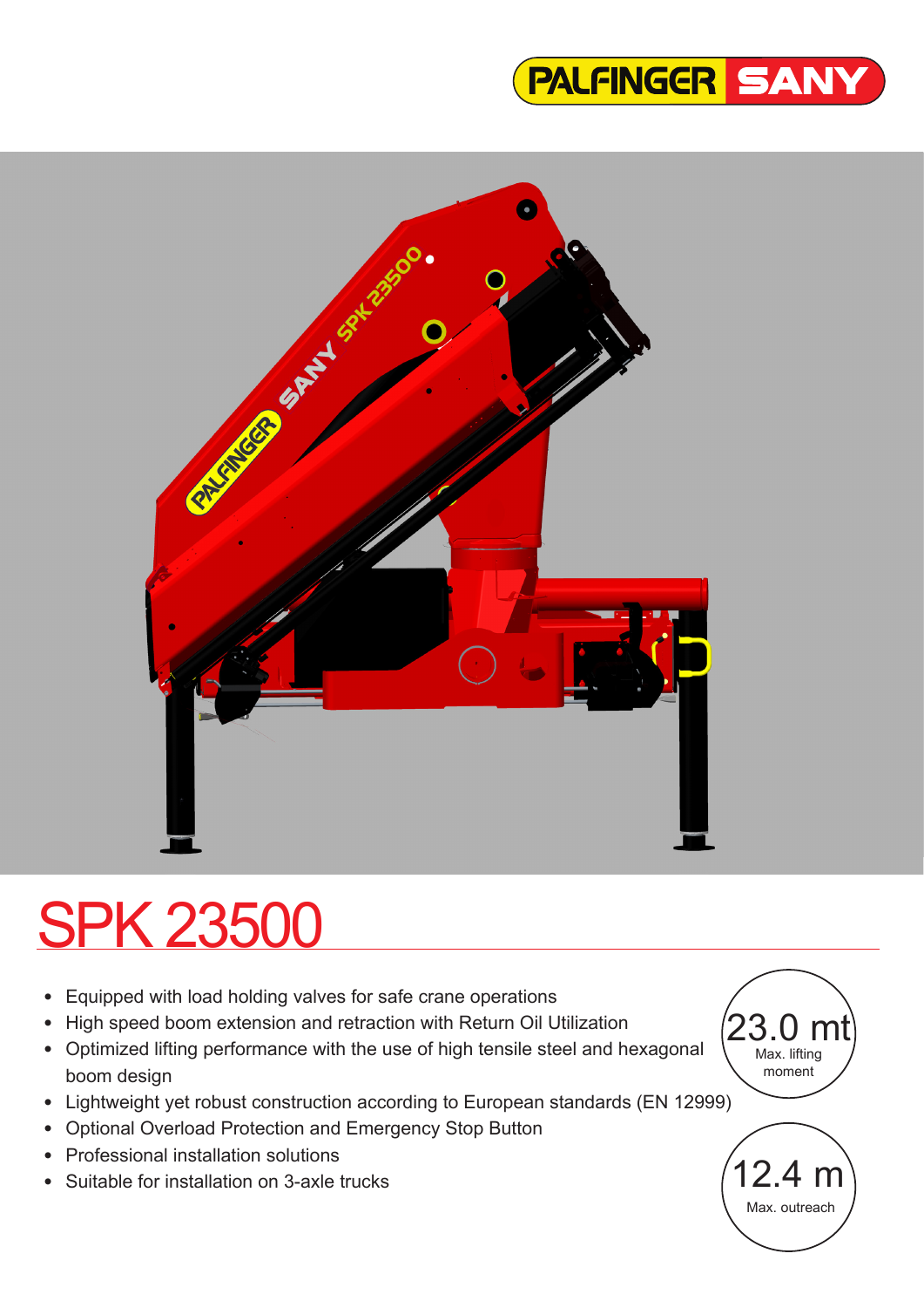PALFINGER SANY

# SPK 23500

- Equipped with load holding valves for safe crane operations
- High speed boom extension and retraction with Return Oil Utilization
- Optimized lifting performance with the use of high tensile steel and hexagonal boom design
- Lightweight yet robust construction according to European standards (EN 12999)
- Optional Overload Protection and Emergency Stop Button
- Professional installation solutions
- Suitable for installation on 3-axle trucks

23.0 mt
Max. lifting moment

12.4 m
Max. outreach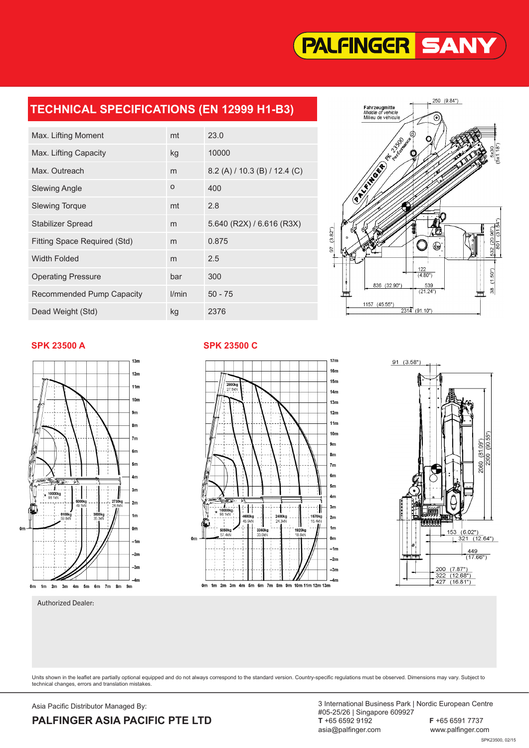PALFINGER SANY

## TECHNICAL SPECIFICATIONS (EN 12999 H1-B3)

| | | |
|---|---|---|
| Max. Lifting Moment | mt | 23.0 |
| Max. Lifting Capacity | kg | 10000 |
| Max. Outreach | m | 8.2 (A) / 10.3 (B) / 12.4 (C) |
| Slewing Angle | o | 400 |
| Slewing Torque | mt | 2.8 |
| Stabilizer Spread | m | 5.640 (R2X) / 6.616 (R3X) |
| Fitting Space Required (Std) | m | 0.875 |
| Width Folded | m | 2.5 |
| Operating Pressure | bar | 300 |
| Recommended Pump Capacity | l/min | 50 - 75 |
| Dead Weight (Std) | kg | 2376 |

Fahrzeugmitte
Middle of vehicle
Milieu de véhicule

250 (9.84")
5x30 (5x1.18")
97 (3.82")
532 (20.96")
801 (31.54")
122 (4.80")
836 (32.90")
539 (21.24")
38 (1.50")
1157 (45.55")
2314 (91.10")

### SPK 23500 A

13m 12m 11m 10m 9m 8m 7m 6m 5m 4m 3m 2m 1m 0m −1m −2m −3m −4m
0m 1m 2m 3m 4m 5m 6m 7m 8m 9m
10000kg 98.1kN
6100kg 59.8kN
5000kg 49.1kN
3600kg 35.3kN
2730kg 26.8kN

### SPK 23500 C

17m 16m 15m 14m 13m 12m 11m 10m 9m 8m 7m 6m 5m 4m 3m 2m 1m 0m −1m −2m −3m −4m
0m 1m 2m 3m 4m 5m 6m 7m 8m 9m 10m 11m 12m 13m
2800kg 27.5kN
10000kg 98.1kN
5850kg 57.4kN
4680kg 45.9kN
3360kg 33.0kN
2480kg 24.3kN
1920kg 18.8kN
1570kg 15.4kN

91 (3.58")
2060 (81.09")
2300 (90.55")
153 (6.02")
321 (12.64")
449 (17.66")
200 (7.87")
322 (12.68")
427 (16.81")

Authorized Dealer:

Units shown in the leaflet are partially optional equipped and do not always correspond to the standard version. Country-specific regulations must be observed. Dimensions may vary. Subject to technical changes, errors and translation mistakes.

Asia Pacific Distributor Managed By:

**PALFINGER ASIA PACIFIC PTE LTD**

3 International Business Park | Nordic European Centre
#05-25/26 | Singapore 609927
**T** +65 6592 9192 **F** +65 6591 7737
asia@palfinger.com www.palfinger.com

SPK23500, 02/15